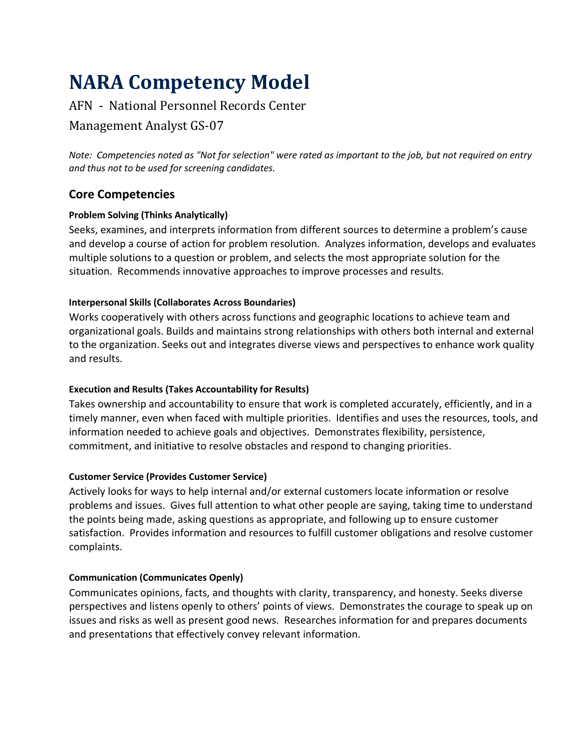# NARA Competency Model

AFN - National Personnel Records Center

Management Analyst GS-07

*Note: Competencies noted as "Not for selection" were rated as important to the job, but not required on entry and thus not to be used for screening candidates.*

## Core Competencies

**Problem Solving (Thinks Analytically)**

Seeks, examines, and interprets information from different sources to determine a problem's cause and develop a course of action for problem resolution. Analyzes information, develops and evaluates multiple solutions to a question or problem, and selects the most appropriate solution for the situation. Recommends innovative approaches to improve processes and results.

**Interpersonal Skills (Collaborates Across Boundaries)**

Works cooperatively with others across functions and geographic locations to achieve team and organizational goals. Builds and maintains strong relationships with others both internal and external to the organization. Seeks out and integrates diverse views and perspectives to enhance work quality and results.

**Execution and Results (Takes Accountability for Results)**

Takes ownership and accountability to ensure that work is completed accurately, efficiently, and in a timely manner, even when faced with multiple priorities. Identifies and uses the resources, tools, and information needed to achieve goals and objectives. Demonstrates flexibility, persistence, commitment, and initiative to resolve obstacles and respond to changing priorities.

**Customer Service (Provides Customer Service)**

Actively looks for ways to help internal and/or external customers locate information or resolve problems and issues. Gives full attention to what other people are saying, taking time to understand the points being made, asking questions as appropriate, and following up to ensure customer satisfaction. Provides information and resources to fulfill customer obligations and resolve customer complaints.

**Communication (Communicates Openly)**

Communicates opinions, facts, and thoughts with clarity, transparency, and honesty. Seeks diverse perspectives and listens openly to others' points of views. Demonstrates the courage to speak up on issues and risks as well as present good news. Researches information for and prepares documents and presentations that effectively convey relevant information.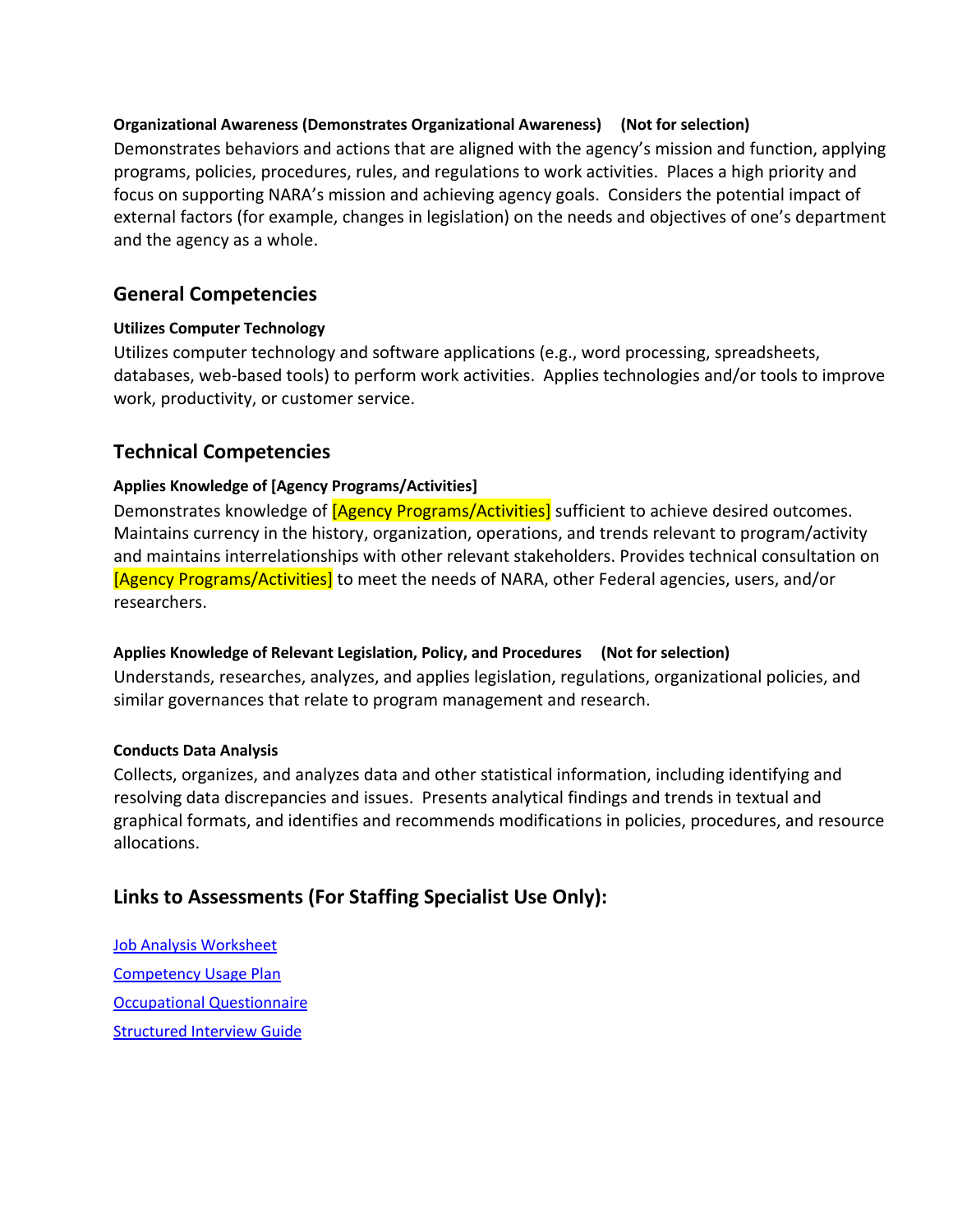**Organizational Awareness (Demonstrates Organizational Awareness) (Not for selection)**

Demonstrates behaviors and actions that are aligned with the agency's mission and function, applying programs, policies, procedures, rules, and regulations to work activities. Places a high priority and focus on supporting NARA's mission and achieving agency goals. Considers the potential impact of external factors (for example, changes in legislation) on the needs and objectives of one's department and the agency as a whole.

## General Competencies

**Utilizes Computer Technology**

Utilizes computer technology and software applications (e.g., word processing, spreadsheets, databases, web-based tools) to perform work activities. Applies technologies and/or tools to improve work, productivity, or customer service.

## Technical Competencies

**Applies Knowledge of [Agency Programs/Activities]**

Demonstrates knowledge of [Agency Programs/Activities] sufficient to achieve desired outcomes. Maintains currency in the history, organization, operations, and trends relevant to program/activity and maintains interrelationships with other relevant stakeholders. Provides technical consultation on [Agency Programs/Activities] to meet the needs of NARA, other Federal agencies, users, and/or researchers.

**Applies Knowledge of Relevant Legislation, Policy, and Procedures (Not for selection)**

Understands, researches, analyzes, and applies legislation, regulations, organizational policies, and similar governances that relate to program management and research.

**Conducts Data Analysis**

Collects, organizes, and analyzes data and other statistical information, including identifying and resolving data discrepancies and issues. Presents analytical findings and trends in textual and graphical formats, and identifies and recommends modifications in policies, procedures, and resource allocations.

## Links to Assessments (For Staffing Specialist Use Only):

Job Analysis Worksheet

Competency Usage Plan

Occupational Questionnaire

Structured Interview Guide